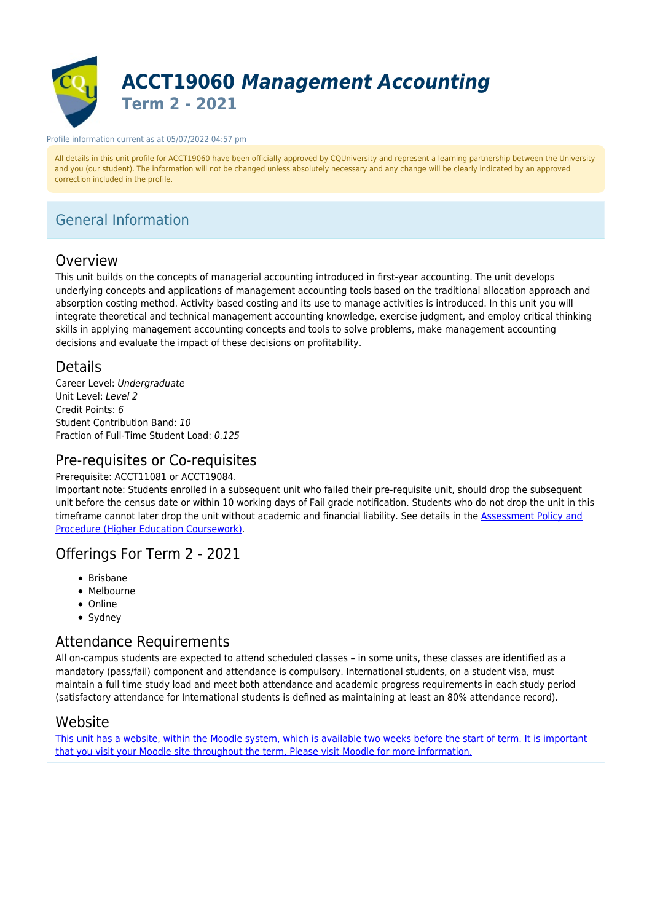# ACCT19060 *Management Accounting*

## Term 2 - 2021

Profile information current as at 05/07/2022 04:57 pm

All details in this unit profile for ACCT19060 have been officially approved by CQUniversity and represent a learning partnership between the University and you (our student). The information will not be changed unless absolutely necessary and any change will be clearly indicated by an approved correction included in the profile.

## General Information

### Overview

This unit builds on the concepts of managerial accounting introduced in first-year accounting. The unit develops underlying concepts and applications of management accounting tools based on the traditional allocation approach and absorption costing method. Activity based costing and its use to manage activities is introduced. In this unit you will integrate theoretical and technical management accounting knowledge, exercise judgment, and employ critical thinking skills in applying management accounting concepts and tools to solve problems, make management accounting decisions and evaluate the impact of these decisions on profitability.

### Details

Career Level: *Undergraduate*
Unit Level: *Level 2*
Credit Points: *6*
Student Contribution Band: *10*
Fraction of Full-Time Student Load: *0.125*

### Pre-requisites or Co-requisites

Prerequisite: ACCT11081 or ACCT19084.
Important note: Students enrolled in a subsequent unit who failed their pre-requisite unit, should drop the subsequent unit before the census date or within 10 working days of Fail grade notification. Students who do not drop the unit in this timeframe cannot later drop the unit without academic and financial liability. See details in the Assessment Policy and Procedure (Higher Education Coursework).

### Offerings For Term 2 - 2021

- Brisbane
- Melbourne
- Online
- Sydney

### Attendance Requirements

All on-campus students are expected to attend scheduled classes – in some units, these classes are identified as a mandatory (pass/fail) component and attendance is compulsory. International students, on a student visa, must maintain a full time study load and meet both attendance and academic progress requirements in each study period (satisfactory attendance for International students is defined as maintaining at least an 80% attendance record).

### Website

This unit has a website, within the Moodle system, which is available two weeks before the start of term. It is important that you visit your Moodle site throughout the term. Please visit Moodle for more information.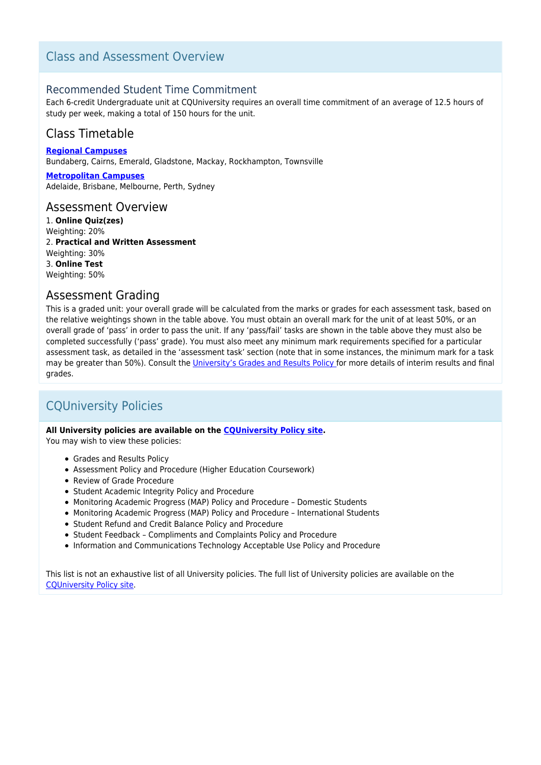## Class and Assessment Overview

### Recommended Student Time Commitment

Each 6-credit Undergraduate unit at CQUniversity requires an overall time commitment of an average of 12.5 hours of study per week, making a total of 150 hours for the unit.

### Class Timetable

**Regional Campuses**
Bundaberg, Cairns, Emerald, Gladstone, Mackay, Rockhampton, Townsville

**Metropolitan Campuses**
Adelaide, Brisbane, Melbourne, Perth, Sydney

### Assessment Overview

1. **Online Quiz(zes)**
Weighting: 20%
2. **Practical and Written Assessment**
Weighting: 30%
3. **Online Test**
Weighting: 50%

### Assessment Grading

This is a graded unit: your overall grade will be calculated from the marks or grades for each assessment task, based on the relative weightings shown in the table above. You must obtain an overall mark for the unit of at least 50%, or an overall grade of 'pass' in order to pass the unit. If any 'pass/fail' tasks are shown in the table above they must also be completed successfully ('pass' grade). You must also meet any minimum mark requirements specified for a particular assessment task, as detailed in the 'assessment task' section (note that in some instances, the minimum mark for a task may be greater than 50%). Consult the University's Grades and Results Policy for more details of interim results and final grades.

## CQUniversity Policies

**All University policies are available on the CQUniversity Policy site.**
You may wish to view these policies:

- Grades and Results Policy
- Assessment Policy and Procedure (Higher Education Coursework)
- Review of Grade Procedure
- Student Academic Integrity Policy and Procedure
- Monitoring Academic Progress (MAP) Policy and Procedure – Domestic Students
- Monitoring Academic Progress (MAP) Policy and Procedure – International Students
- Student Refund and Credit Balance Policy and Procedure
- Student Feedback – Compliments and Complaints Policy and Procedure
- Information and Communications Technology Acceptable Use Policy and Procedure

This list is not an exhaustive list of all University policies. The full list of University policies are available on the CQUniversity Policy site.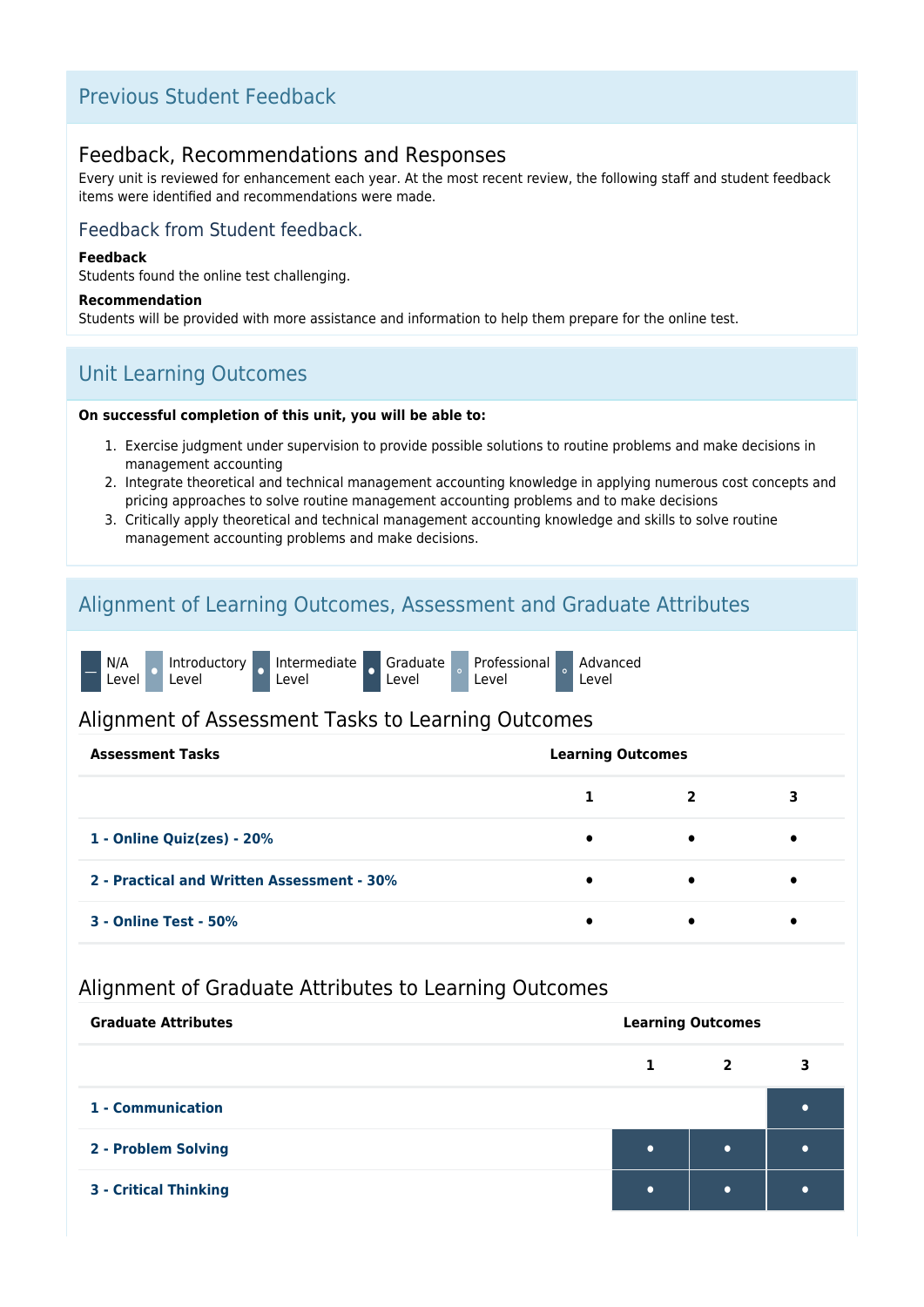## Previous Student Feedback

### Feedback, Recommendations and Responses

Every unit is reviewed for enhancement each year. At the most recent review, the following staff and student feedback items were identified and recommendations were made.

#### Feedback from Student feedback.

**Feedback**

Students found the online test challenging.

**Recommendation**

Students will be provided with more assistance and information to help them prepare for the online test.

## Unit Learning Outcomes

**On successful completion of this unit, you will be able to:**

1. Exercise judgment under supervision to provide possible solutions to routine problems and make decisions in management accounting
2. Integrate theoretical and technical management accounting knowledge in applying numerous cost concepts and pricing approaches to solve routine management accounting problems and to make decisions
3. Critically apply theoretical and technical management accounting knowledge and skills to solve routine management accounting problems and make decisions.

## Alignment of Learning Outcomes, Assessment and Graduate Attributes

— N/A Level • Introductory Level • Intermediate Level • Graduate Level ◦ Professional Level ◦ Advanced Level

### Alignment of Assessment Tasks to Learning Outcomes

| Assessment Tasks | Learning Outcomes | | |
|---|---|---|---|
| | 1 | 2 | 3 |
| 1 - Online Quiz(zes) - 20% | • | • | • |
| 2 - Practical and Written Assessment - 30% | • | • | • |
| 3 - Online Test - 50% | • | • | • |

### Alignment of Graduate Attributes to Learning Outcomes

| Graduate Attributes | Learning Outcomes | | |
|---|---|---|---|
| | 1 | 2 | 3 |
| 1 - Communication | | | • |
| 2 - Problem Solving | • | • | • |
| 3 - Critical Thinking | • | • | • |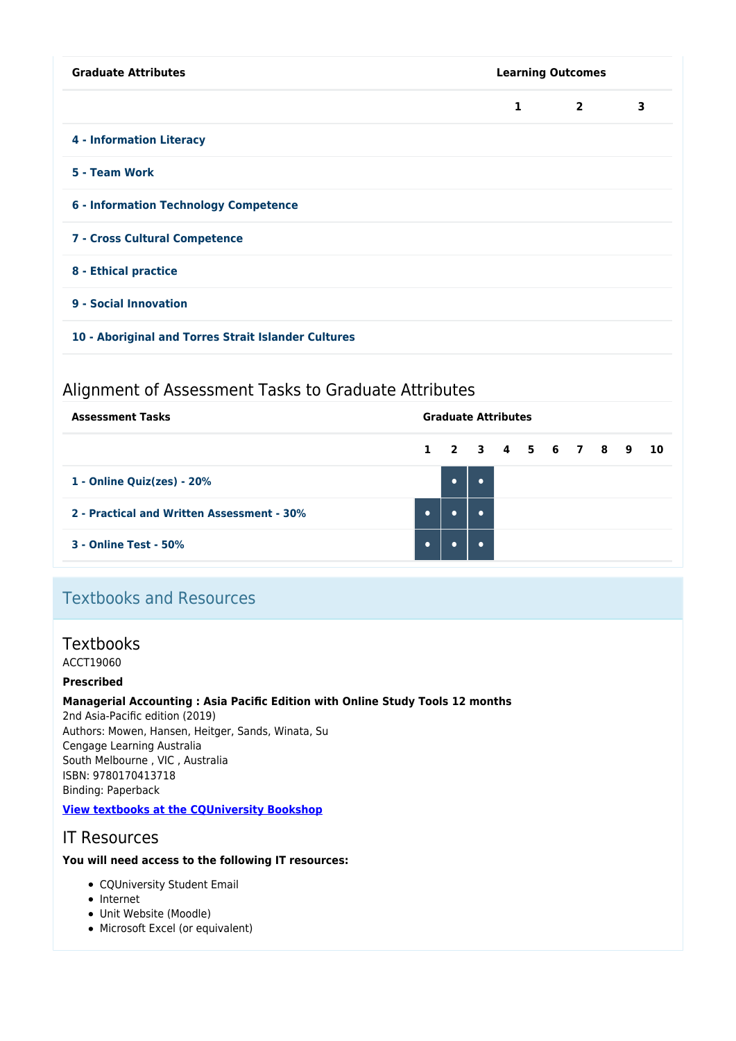| Graduate Attributes | Learning Outcomes | | |
|---|---|---|---|
| | 1 | 2 | 3 |
| 4 - Information Literacy | | | |
| 5 - Team Work | | | |
| 6 - Information Technology Competence | | | |
| 7 - Cross Cultural Competence | | | |
| 8 - Ethical practice | | | |
| 9 - Social Innovation | | | |
| 10 - Aboriginal and Torres Strait Islander Cultures | | | |

## Alignment of Assessment Tasks to Graduate Attributes

| Assessment Tasks | Graduate Attributes | | | | | | | | | |
|---|---|---|---|---|---|---|---|---|---|---|
| | 1 | 2 | 3 | 4 | 5 | 6 | 7 | 8 | 9 | 10 |
| 1 - Online Quiz(zes) - 20% | | • | • | | | | | | | |
| 2 - Practical and Written Assessment - 30% | • | • | • | | | | | | | |
| 3 - Online Test - 50% | • | • | • | | | | | | | |

# Textbooks and Resources

## Textbooks

ACCT19060

**Prescribed**

**Managerial Accounting : Asia Pacific Edition with Online Study Tools 12 months**
2nd Asia-Pacific edition (2019)
Authors: Mowen, Hansen, Heitger, Sands, Winata, Su
Cengage Learning Australia
South Melbourne , VIC , Australia
ISBN: 9780170413718
Binding: Paperback

**View textbooks at the CQUniversity Bookshop**

## IT Resources

**You will need access to the following IT resources:**

- CQUniversity Student Email
- Internet
- Unit Website (Moodle)
- Microsoft Excel (or equivalent)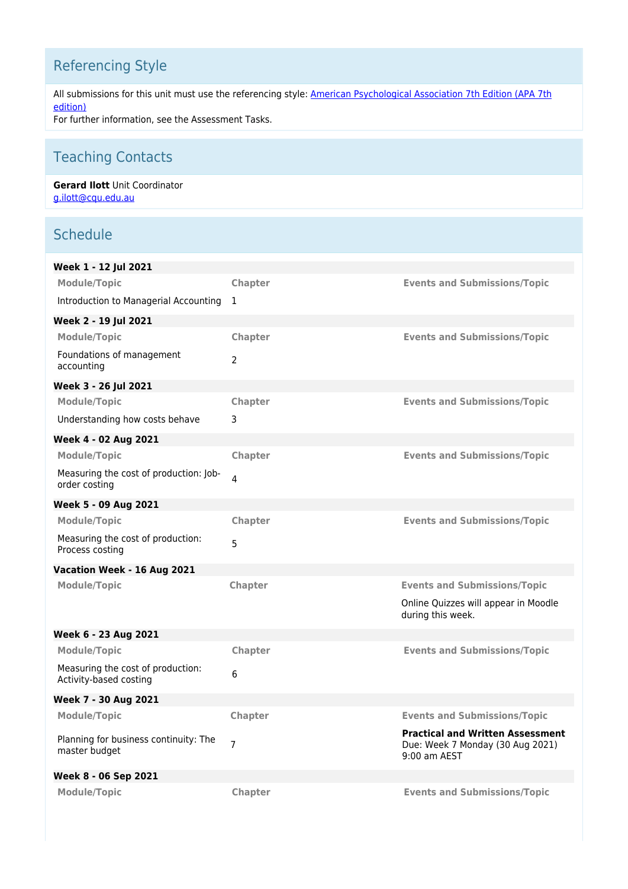## Referencing Style

All submissions for this unit must use the referencing style: American Psychological Association 7th Edition (APA 7th edition)

For further information, see the Assessment Tasks.

## Teaching Contacts

**Gerard Ilott** Unit Coordinator
g.ilott@cqu.edu.au

## Schedule

**Week 1 - 12 Jul 2021**

| Module/Topic | Chapter | Events and Submissions/Topic |
| --- | --- | --- |
| Introduction to Managerial Accounting | 1 | |

**Week 2 - 19 Jul 2021**

| Module/Topic | Chapter | Events and Submissions/Topic |
| --- | --- | --- |
| Foundations of management accounting | 2 | |

**Week 3 - 26 Jul 2021**

| Module/Topic | Chapter | Events and Submissions/Topic |
| --- | --- | --- |
| Understanding how costs behave | 3 | |

**Week 4 - 02 Aug 2021**

| Module/Topic | Chapter | Events and Submissions/Topic |
| --- | --- | --- |
| Measuring the cost of production: Job-order costing | 4 | |

**Week 5 - 09 Aug 2021**

| Module/Topic | Chapter | Events and Submissions/Topic |
| --- | --- | --- |
| Measuring the cost of production: Process costing | 5 | |

**Vacation Week - 16 Aug 2021**

| Module/Topic | Chapter | Events and Submissions/Topic |
| --- | --- | --- |
| | | Online Quizzes will appear in Moodle during this week. |

**Week 6 - 23 Aug 2021**

| Module/Topic | Chapter | Events and Submissions/Topic |
| --- | --- | --- |
| Measuring the cost of production: Activity-based costing | 6 | |

**Week 7 - 30 Aug 2021**

| Module/Topic | Chapter | Events and Submissions/Topic |
| --- | --- | --- |
| Planning for business continuity: The master budget | 7 | **Practical and Written Assessment** Due: Week 7 Monday (30 Aug 2021) 9:00 am AEST |

**Week 8 - 06 Sep 2021**

| Module/Topic | Chapter | Events and Submissions/Topic |
| --- | --- | --- |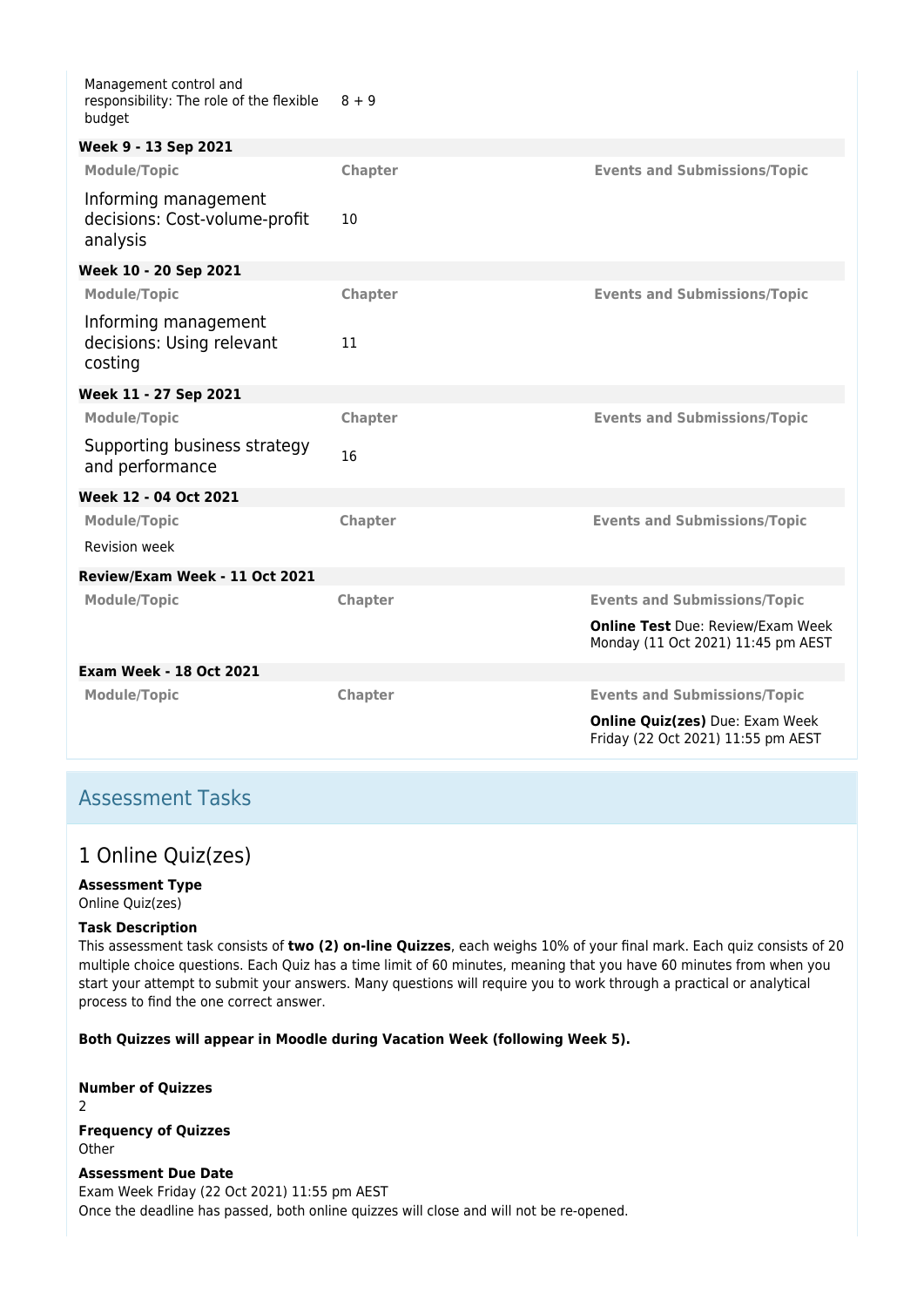| Module/Topic | Chapter | Events and Submissions/Topic |
| --- | --- | --- |
| Management control and responsibility: The role of the flexible budget | 8 + 9 | |

**Week 9 - 13 Sep 2021**

| Module/Topic | Chapter | Events and Submissions/Topic |
| --- | --- | --- |
| Informing management decisions: Cost-volume-profit analysis | 10 | |

**Week 10 - 20 Sep 2021**

| Module/Topic | Chapter | Events and Submissions/Topic |
| --- | --- | --- |
| Informing management decisions: Using relevant costing | 11 | |

**Week 11 - 27 Sep 2021**

| Module/Topic | Chapter | Events and Submissions/Topic |
| --- | --- | --- |
| Supporting business strategy and performance | 16 | |

**Week 12 - 04 Oct 2021**

| Module/Topic | Chapter | Events and Submissions/Topic |
| --- | --- | --- |
| Revision week | | |

**Review/Exam Week - 11 Oct 2021**

| Module/Topic | Chapter | Events and Submissions/Topic |
| --- | --- | --- |
| | | **Online Test** Due: Review/Exam Week Monday (11 Oct 2021) 11:45 pm AEST |

**Exam Week - 18 Oct 2021**

| Module/Topic | Chapter | Events and Submissions/Topic |
| --- | --- | --- |
| | | **Online Quiz(zes)** Due: Exam Week Friday (22 Oct 2021) 11:55 pm AEST |

## Assessment Tasks

### 1 Online Quiz(zes)

**Assessment Type**

Online Quiz(zes)

**Task Description**

This assessment task consists of **two (2) on-line Quizzes**, each weighs 10% of your final mark. Each quiz consists of 20 multiple choice questions. Each Quiz has a time limit of 60 minutes, meaning that you have 60 minutes from when you start your attempt to submit your answers. Many questions will require you to work through a practical or analytical process to find the one correct answer.

**Both Quizzes will appear in Moodle during Vacation Week (following Week 5).**

**Number of Quizzes**

2

**Frequency of Quizzes**

Other

**Assessment Due Date**

Exam Week Friday (22 Oct 2021) 11:55 pm AEST

Once the deadline has passed, both online quizzes will close and will not be re-opened.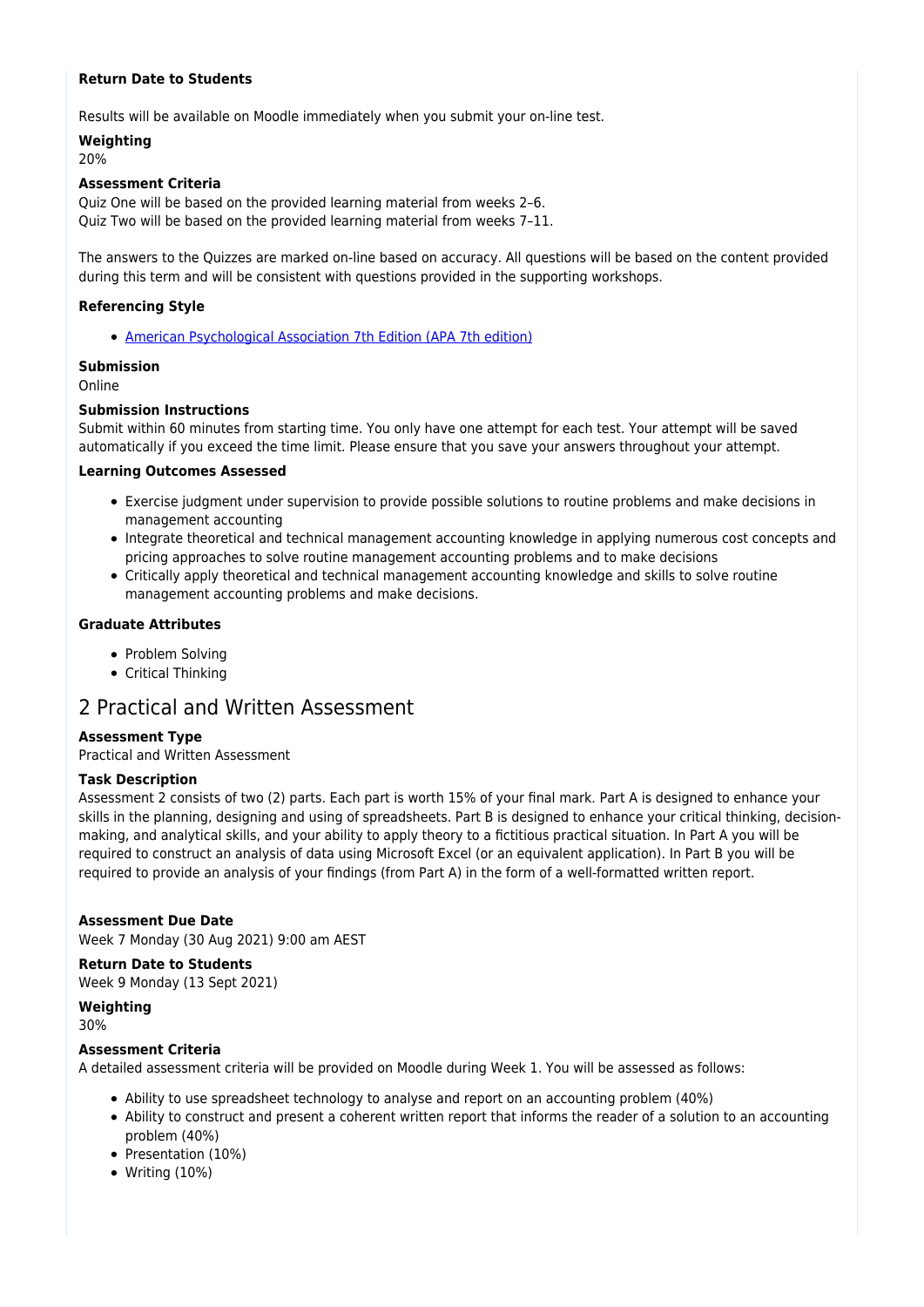**Return Date to Students**

Results will be available on Moodle immediately when you submit your on-line test.

**Weighting**
20%

**Assessment Criteria**
Quiz One will be based on the provided learning material from weeks 2–6.
Quiz Two will be based on the provided learning material from weeks 7–11.

The answers to the Quizzes are marked on-line based on accuracy. All questions will be based on the content provided during this term and will be consistent with questions provided in the supporting workshops.

**Referencing Style**

- American Psychological Association 7th Edition (APA 7th edition)

**Submission**
Online

**Submission Instructions**
Submit within 60 minutes from starting time. You only have one attempt for each test. Your attempt will be saved automatically if you exceed the time limit. Please ensure that you save your answers throughout your attempt.

**Learning Outcomes Assessed**

- Exercise judgment under supervision to provide possible solutions to routine problems and make decisions in management accounting
- Integrate theoretical and technical management accounting knowledge in applying numerous cost concepts and pricing approaches to solve routine management accounting problems and to make decisions
- Critically apply theoretical and technical management accounting knowledge and skills to solve routine management accounting problems and make decisions.

**Graduate Attributes**

- Problem Solving
- Critical Thinking

## 2 Practical and Written Assessment

**Assessment Type**
Practical and Written Assessment

**Task Description**
Assessment 2 consists of two (2) parts. Each part is worth 15% of your final mark. Part A is designed to enhance your skills in the planning, designing and using of spreadsheets. Part B is designed to enhance your critical thinking, decision-making, and analytical skills, and your ability to apply theory to a fictitious practical situation. In Part A you will be required to construct an analysis of data using Microsoft Excel (or an equivalent application). In Part B you will be required to provide an analysis of your findings (from Part A) in the form of a well-formatted written report.

**Assessment Due Date**
Week 7 Monday (30 Aug 2021) 9:00 am AEST

**Return Date to Students**
Week 9 Monday (13 Sept 2021)

**Weighting**
30%

**Assessment Criteria**
A detailed assessment criteria will be provided on Moodle during Week 1. You will be assessed as follows:

- Ability to use spreadsheet technology to analyse and report on an accounting problem (40%)
- Ability to construct and present a coherent written report that informs the reader of a solution to an accounting problem (40%)
- Presentation (10%)
- Writing (10%)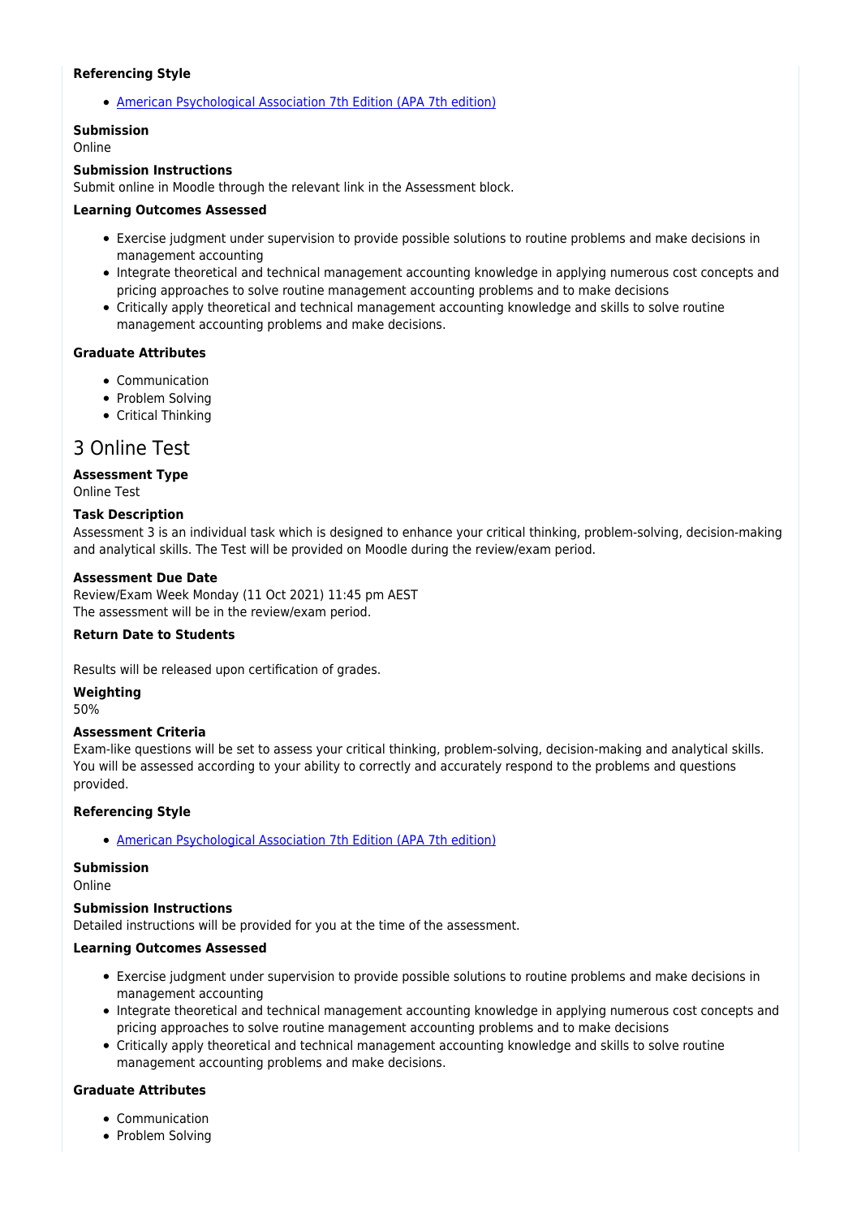**Referencing Style**

- [American Psychological Association 7th Edition (APA 7th edition)]

**Submission**
Online

**Submission Instructions**
Submit online in Moodle through the relevant link in the Assessment block.

**Learning Outcomes Assessed**

- Exercise judgment under supervision to provide possible solutions to routine problems and make decisions in management accounting
- Integrate theoretical and technical management accounting knowledge in applying numerous cost concepts and pricing approaches to solve routine management accounting problems and to make decisions
- Critically apply theoretical and technical management accounting knowledge and skills to solve routine management accounting problems and make decisions.

**Graduate Attributes**

- Communication
- Problem Solving
- Critical Thinking

## 3 Online Test

**Assessment Type**
Online Test

**Task Description**
Assessment 3 is an individual task which is designed to enhance your critical thinking, problem-solving, decision-making and analytical skills. The Test will be provided on Moodle during the review/exam period.

**Assessment Due Date**
Review/Exam Week Monday (11 Oct 2021) 11:45 pm AEST
The assessment will be in the review/exam period.

**Return Date to Students**

Results will be released upon certification of grades.

**Weighting**
50%

**Assessment Criteria**
Exam-like questions will be set to assess your critical thinking, problem-solving, decision-making and analytical skills. You will be assessed according to your ability to correctly and accurately respond to the problems and questions provided.

**Referencing Style**

- [American Psychological Association 7th Edition (APA 7th edition)]

**Submission**
Online

**Submission Instructions**
Detailed instructions will be provided for you at the time of the assessment.

**Learning Outcomes Assessed**

- Exercise judgment under supervision to provide possible solutions to routine problems and make decisions in management accounting
- Integrate theoretical and technical management accounting knowledge in applying numerous cost concepts and pricing approaches to solve routine management accounting problems and to make decisions
- Critically apply theoretical and technical management accounting knowledge and skills to solve routine management accounting problems and make decisions.

**Graduate Attributes**

- Communication
- Problem Solving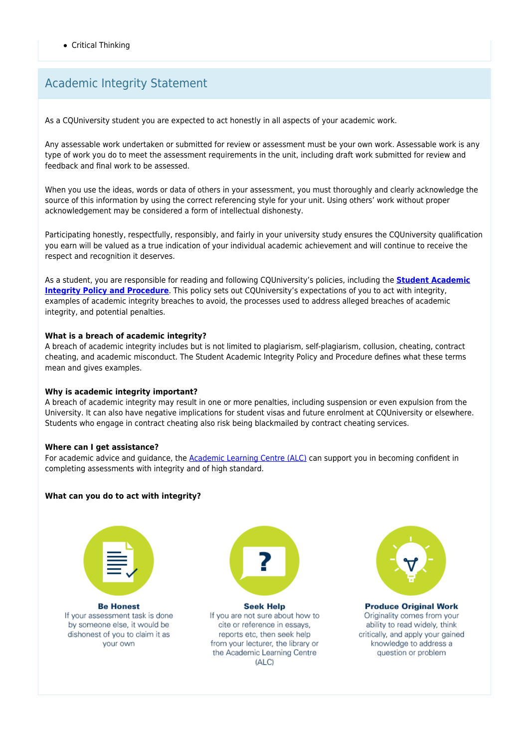- Critical Thinking

## Academic Integrity Statement

As a CQUniversity student you are expected to act honestly in all aspects of your academic work.

Any assessable work undertaken or submitted for review or assessment must be your own work. Assessable work is any type of work you do to meet the assessment requirements in the unit, including draft work submitted for review and feedback and final work to be assessed.

When you use the ideas, words or data of others in your assessment, you must thoroughly and clearly acknowledge the source of this information by using the correct referencing style for your unit. Using others' work without proper acknowledgement may be considered a form of intellectual dishonesty.

Participating honestly, respectfully, responsibly, and fairly in your university study ensures the CQUniversity qualification you earn will be valued as a true indication of your individual academic achievement and will continue to receive the respect and recognition it deserves.

As a student, you are responsible for reading and following CQUniversity's policies, including the **Student Academic Integrity Policy and Procedure**. This policy sets out CQUniversity's expectations of you to act with integrity, examples of academic integrity breaches to avoid, the processes used to address alleged breaches of academic integrity, and potential penalties.

**What is a breach of academic integrity?**
A breach of academic integrity includes but is not limited to plagiarism, self-plagiarism, collusion, cheating, contract cheating, and academic misconduct. The Student Academic Integrity Policy and Procedure defines what these terms mean and gives examples.

**Why is academic integrity important?**
A breach of academic integrity may result in one or more penalties, including suspension or even expulsion from the University. It can also have negative implications for student visas and future enrolment at CQUniversity or elsewhere. Students who engage in contract cheating also risk being blackmailed by contract cheating services.

**Where can I get assistance?**
For academic advice and guidance, the Academic Learning Centre (ALC) can support you in becoming confident in completing assessments with integrity and of high standard.

**What can you do to act with integrity?**

**Be Honest**
If your assessment task is done by someone else, it would be dishonest of you to claim it as your own

**Seek Help**
If you are not sure about how to cite or reference in essays, reports etc, then seek help from your lecturer, the library or the Academic Learning Centre (ALC)

**Produce Original Work**
Originality comes from your ability to read widely, think critically, and apply your gained knowledge to address a question or problem